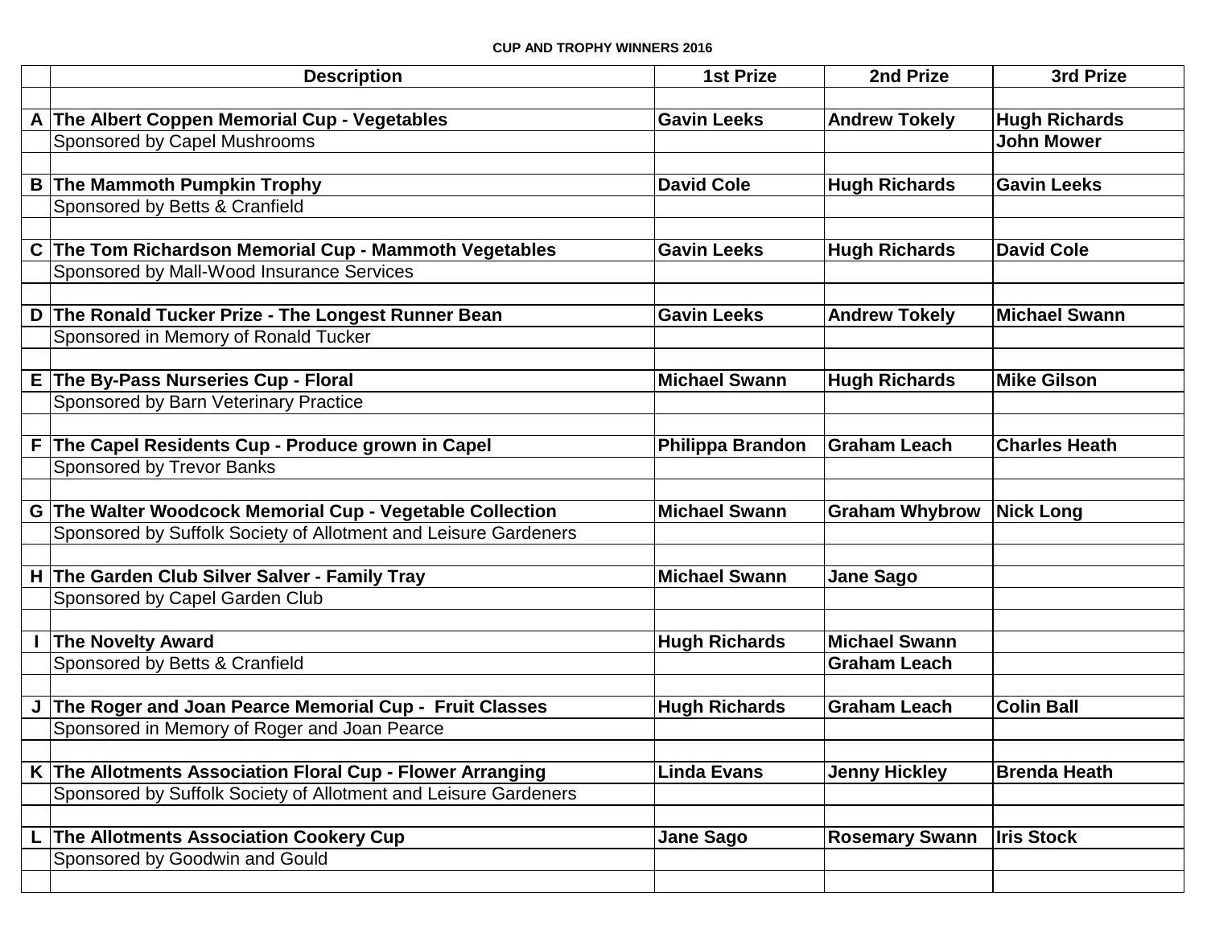**CUP AND TROPHY WINNERS 2016**

| | Description | 1st Prize | 2nd Prize | 3rd Prize |
|---|---|---|---|---|
| | | | | |
| **A** | **The Albert Coppen Memorial Cup - Vegetables** | **Gavin Leeks** | **Andrew Tokely** | **Hugh Richards** |
| | Sponsored by Capel Mushrooms | | | **John Mower** |
| | | | | |
| **B** | **The Mammoth Pumpkin Trophy** | **David Cole** | **Hugh Richards** | **Gavin Leeks** |
| | Sponsored by Betts & Cranfield | | | |
| | | | | |
| **C** | **The Tom Richardson Memorial Cup - Mammoth Vegetables** | **Gavin Leeks** | **Hugh Richards** | **David Cole** |
| | Sponsored by Mall-Wood Insurance Services | | | |
| | | | | |
| **D** | **The Ronald Tucker Prize - The Longest Runner Bean** | **Gavin Leeks** | **Andrew Tokely** | **Michael Swann** |
| | Sponsored in Memory of Ronald Tucker | | | |
| | | | | |
| **E** | **The By-Pass Nurseries Cup - Floral** | **Michael Swann** | **Hugh Richards** | **Mike Gilson** |
| | Sponsored by Barn Veterinary Practice | | | |
| | | | | |
| **F** | **The Capel Residents Cup - Produce grown in Capel** | **Philippa Brandon** | **Graham Leach** | **Charles Heath** |
| | Sponsored by Trevor Banks | | | |
| | | | | |
| **G** | **The Walter Woodcock Memorial Cup - Vegetable Collection** | **Michael Swann** | **Graham Whybrow** | **Nick Long** |
| | Sponsored by Suffolk Society of Allotment and Leisure Gardeners | | | |
| | | | | |
| **H** | **The Garden Club Silver Salver - Family Tray** | **Michael Swann** | **Jane Sago** | |
| | Sponsored by Capel Garden Club | | | |
| | | | | |
| **I** | **The Novelty Award** | **Hugh Richards** | **Michael Swann** | |
| | Sponsored by Betts & Cranfield | | **Graham Leach** | |
| | | | | |
| **J** | **The Roger and Joan Pearce Memorial Cup - Fruit Classes** | **Hugh Richards** | **Graham Leach** | **Colin Ball** |
| | Sponsored in Memory of Roger and Joan Pearce | | | |
| | | | | |
| **K** | **The Allotments Association Floral Cup - Flower Arranging** | **Linda Evans** | **Jenny Hickley** | **Brenda Heath** |
| | Sponsored by Suffolk Society of Allotment and Leisure Gardeners | | | |
| | | | | |
| **L** | **The Allotments Association Cookery Cup** | **Jane Sago** | **Rosemary Swann** | **Iris Stock** |
| | Sponsored by Goodwin and Gould | | | |
| | | | | |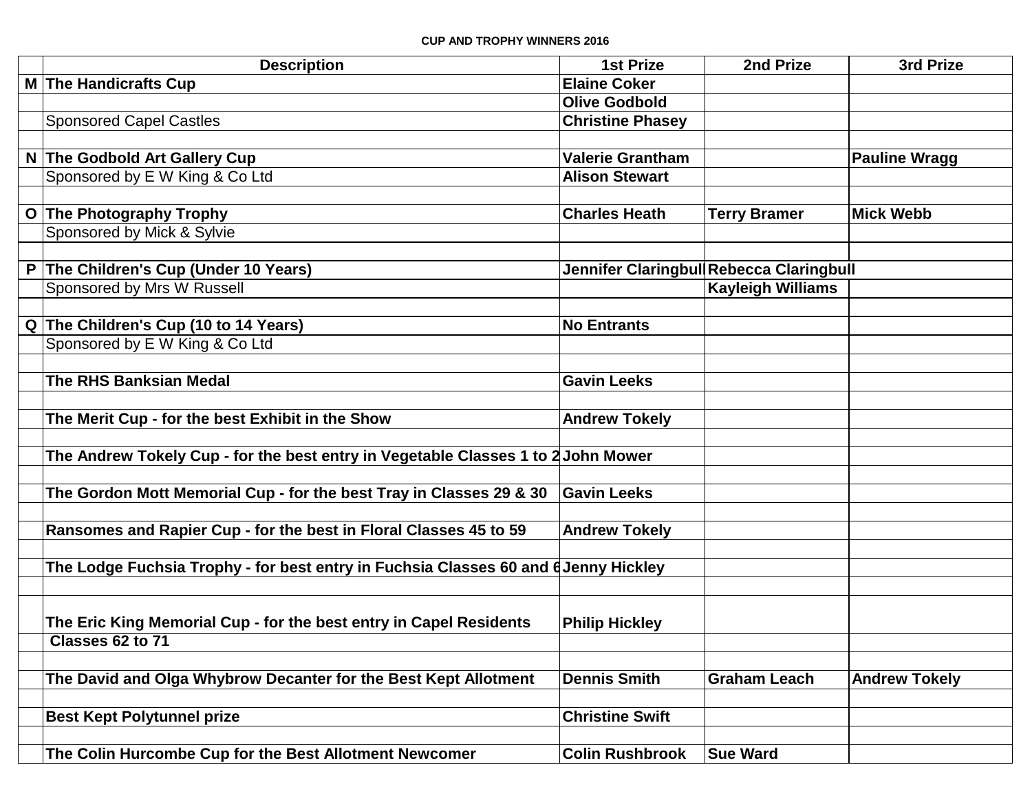**CUP AND TROPHY WINNERS 2016**

| | Description | 1st Prize | 2nd Prize | 3rd Prize |
|---|---|---|---|---|
| **M** | **The Handicrafts Cup** | **Elaine Coker** | | |
| | | **Olive Godbold** | | |
| | Sponsored Capel Castles | **Christine Phasey** | | |
| | | | | |
| **N** | **The Godbold Art Gallery Cup** | **Valerie Grantham** | | **Pauline Wragg** |
| | Sponsored by E W King & Co Ltd | **Alison Stewart** | | |
| | | | | |
| **O** | **The Photography Trophy** | **Charles Heath** | **Terry Bramer** | **Mick Webb** |
| | Sponsored by Mick & Sylvie | | | |
| | | | | |
| **P** | **The Children's Cup (Under 10 Years)** | **Jennifer Claringbull** | **Rebecca Claringbull** | |
| | Sponsored by Mrs W Russell | | **Kayleigh Williams** | |
| | | | | |
| **Q** | **The Children's Cup (10 to 14 Years)** | **No Entrants** | | |
| | Sponsored by E W King & Co Ltd | | | |
| | | | | |
| | **The RHS Banksian Medal** | **Gavin Leeks** | | |
| | | | | |
| | **The Merit Cup - for the best Exhibit in the Show** | **Andrew Tokely** | | |
| | | | | |
| | **The Andrew Tokely Cup - for the best entry in Vegetable Classes 1 to 2** | **John Mower** | | |
| | | | | |
| | **The Gordon Mott Memorial Cup - for the best Tray in Classes 29 & 30** | **Gavin Leeks** | | |
| | | | | |
| | **Ransomes and Rapier Cup - for the best in Floral Classes 45 to 59** | **Andrew Tokely** | | |
| | | | | |
| | **The Lodge Fuchsia Trophy - for best entry in Fuchsia Classes 60 and 6** | **Jenny Hickley** | | |
| | | | | |
| | **The Eric King Memorial Cup - for the best entry in Capel Residents** | **Philip Hickley** | | |
| | **Classes 62 to 71** | | | |
| | | | | |
| | **The David and Olga Whybrow Decanter for the Best Kept Allotment** | **Dennis Smith** | **Graham Leach** | **Andrew Tokely** |
| | | | | |
| | **Best Kept Polytunnel prize** | **Christine Swift** | | |
| | | | | |
| | **The Colin Hurcombe Cup for the Best Allotment Newcomer** | **Colin Rushbrook** | **Sue Ward** | |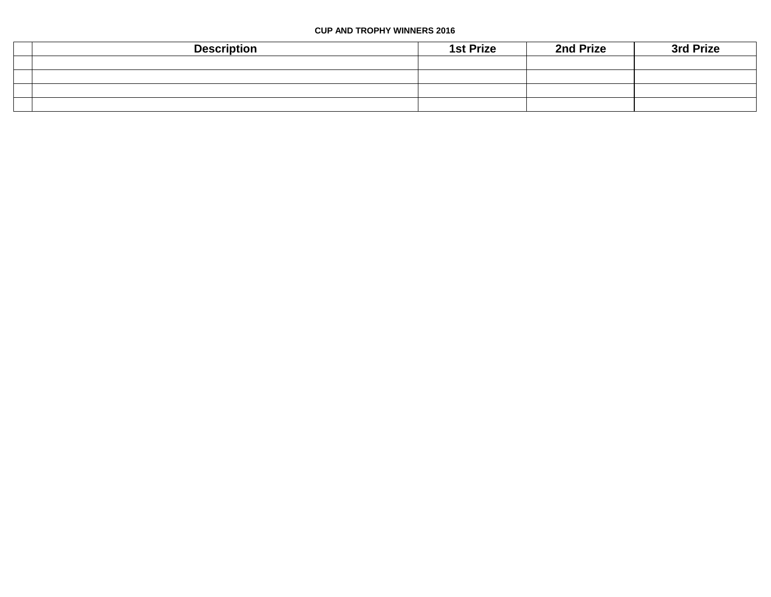**CUP AND TROPHY WINNERS 2016**

| | Description | 1st Prize | 2nd Prize | 3rd Prize |
|---|---|---|---|---|
| | | | | |
| | | | | |
| | | | | |
| | | | | |